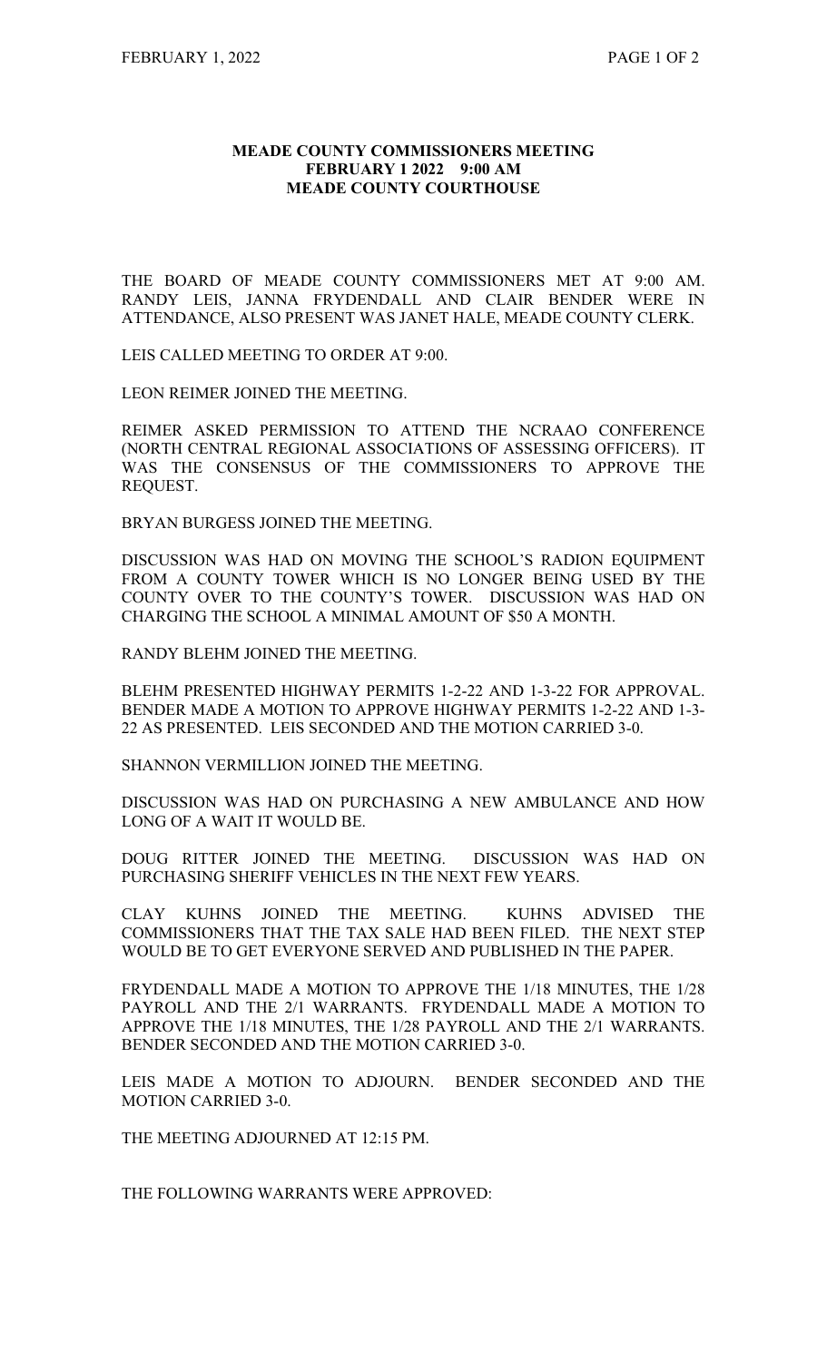# MEADE COUNTY COMMISSIONERS MEETING
## FEBRUARY 1 2022 9:00 AM
## MEADE COUNTY COURTHOUSE

THE BOARD OF MEADE COUNTY COMMISSIONERS MET AT 9:00 AM. RANDY LEIS, JANNA FRYDENDALL AND CLAIR BENDER WERE IN ATTENDANCE, ALSO PRESENT WAS JANET HALE, MEADE COUNTY CLERK.

LEIS CALLED MEETING TO ORDER AT 9:00.

LEON REIMER JOINED THE MEETING.

REIMER ASKED PERMISSION TO ATTEND THE NCRAAO CONFERENCE (NORTH CENTRAL REGIONAL ASSOCIATIONS OF ASSESSING OFFICERS). IT WAS THE CONSENSUS OF THE COMMISSIONERS TO APPROVE THE REQUEST.

BRYAN BURGESS JOINED THE MEETING.

DISCUSSION WAS HAD ON MOVING THE SCHOOL'S RADION EQUIPMENT FROM A COUNTY TOWER WHICH IS NO LONGER BEING USED BY THE COUNTY OVER TO THE COUNTY'S TOWER. DISCUSSION WAS HAD ON CHARGING THE SCHOOL A MINIMAL AMOUNT OF $50 A MONTH.

RANDY BLEHM JOINED THE MEETING.

BLEHM PRESENTED HIGHWAY PERMITS 1-2-22 AND 1-3-22 FOR APPROVAL. BENDER MADE A MOTION TO APPROVE HIGHWAY PERMITS 1-2-22 AND 1-3-22 AS PRESENTED. LEIS SECONDED AND THE MOTION CARRIED 3-0.

SHANNON VERMILLION JOINED THE MEETING.

DISCUSSION WAS HAD ON PURCHASING A NEW AMBULANCE AND HOW LONG OF A WAIT IT WOULD BE.

DOUG RITTER JOINED THE MEETING. DISCUSSION WAS HAD ON PURCHASING SHERIFF VEHICLES IN THE NEXT FEW YEARS.

CLAY KUHNS JOINED THE MEETING. KUHNS ADVISED THE COMMISSIONERS THAT THE TAX SALE HAD BEEN FILED. THE NEXT STEP WOULD BE TO GET EVERYONE SERVED AND PUBLISHED IN THE PAPER.

FRYDENDALL MADE A MOTION TO APPROVE THE 1/18 MINUTES, THE 1/28 PAYROLL AND THE 2/1 WARRANTS. FRYDENDALL MADE A MOTION TO APPROVE THE 1/18 MINUTES, THE 1/28 PAYROLL AND THE 2/1 WARRANTS. BENDER SECONDED AND THE MOTION CARRIED 3-0.

LEIS MADE A MOTION TO ADJOURN. BENDER SECONDED AND THE MOTION CARRIED 3-0.

THE MEETING ADJOURNED AT 12:15 PM.

THE FOLLOWING WARRANTS WERE APPROVED: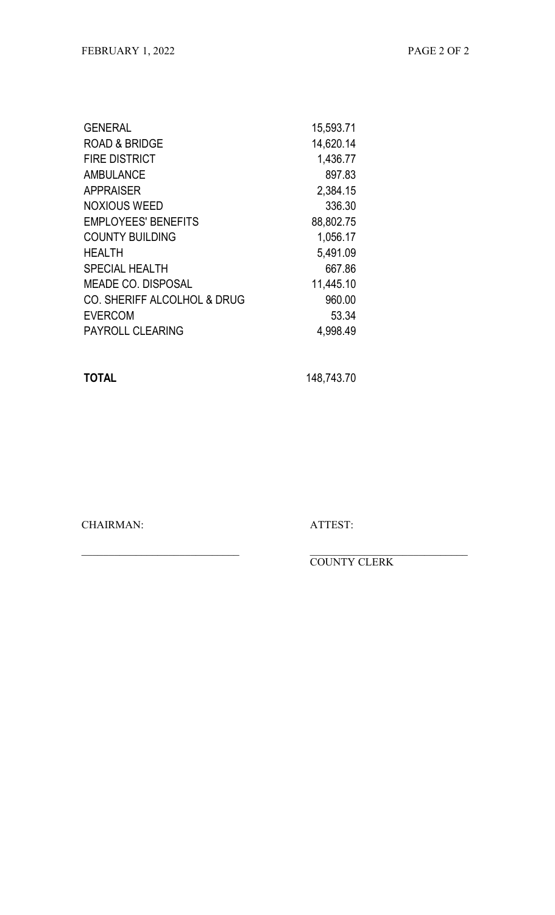| | |
|---|---|
| GENERAL | 15,593.71 |
| ROAD & BRIDGE | 14,620.14 |
| FIRE DISTRICT | 1,436.77 |
| AMBULANCE | 897.83 |
| APPRAISER | 2,384.15 |
| NOXIOUS WEED | 336.30 |
| EMPLOYEES' BENEFITS | 88,802.75 |
| COUNTY BUILDING | 1,056.17 |
| HEALTH | 5,491.09 |
| SPECIAL HEALTH | 667.86 |
| MEADE CO. DISPOSAL | 11,445.10 |
| CO. SHERIFF ALCOLHOL & DRUG | 960.00 |
| EVERCOM | 53.34 |
| PAYROLL CLEARING | 4,998.49 |
| **TOTAL** | 148,743.70 |

CHAIRMAN: \_\_\_\_\_\_\_\_\_\_\_\_\_\_\_\_\_\_\_\_\_\_\_\_\_\_\_\_

ATTEST: \_\_\_\_\_\_\_\_\_\_\_\_\_\_\_\_\_\_\_\_\_\_\_\_\_\_\_\_

COUNTY CLERK